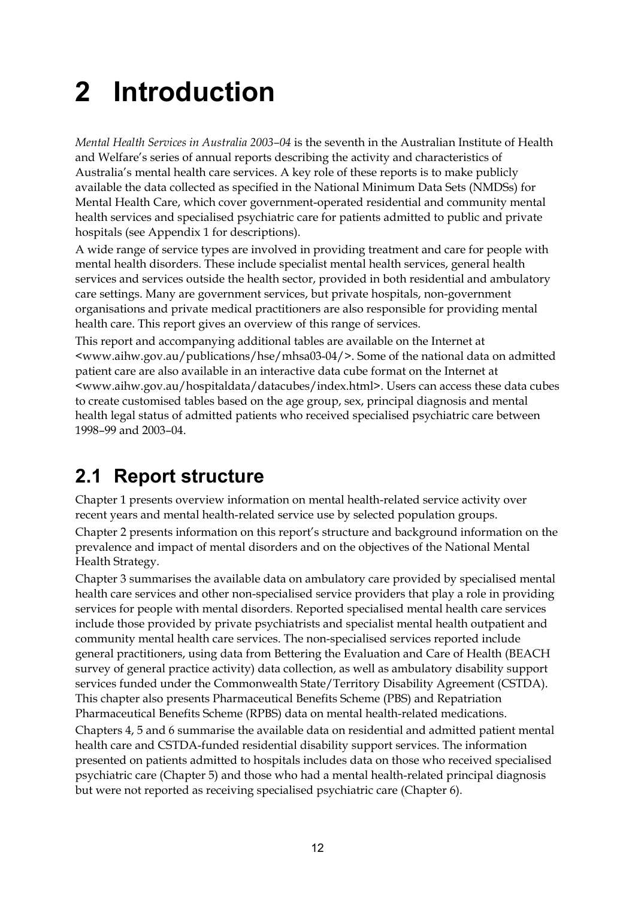# 2 Introduction

*Mental Health Services in Australia 2003–04* is the seventh in the Australian Institute of Health and Welfare's series of annual reports describing the activity and characteristics of Australia's mental health care services. A key role of these reports is to make publicly available the data collected as specified in the National Minimum Data Sets (NMDSs) for Mental Health Care, which cover government-operated residential and community mental health services and specialised psychiatric care for patients admitted to public and private hospitals (see Appendix 1 for descriptions).

A wide range of service types are involved in providing treatment and care for people with mental health disorders. These include specialist mental health services, general health services and services outside the health sector, provided in both residential and ambulatory care settings. Many are government services, but private hospitals, non-government organisations and private medical practitioners are also responsible for providing mental health care. This report gives an overview of this range of services.

This report and accompanying additional tables are available on the Internet at <www.aihw.gov.au/publications/hse/mhsa03-04/>. Some of the national data on admitted patient care are also available in an interactive data cube format on the Internet at <www.aihw.gov.au/hospitaldata/datacubes/index.html>. Users can access these data cubes to create customised tables based on the age group, sex, principal diagnosis and mental health legal status of admitted patients who received specialised psychiatric care between 1998–99 and 2003–04.

## 2.1 Report structure

Chapter 1 presents overview information on mental health-related service activity over recent years and mental health-related service use by selected population groups.

Chapter 2 presents information on this report's structure and background information on the prevalence and impact of mental disorders and on the objectives of the National Mental Health Strategy.

Chapter 3 summarises the available data on ambulatory care provided by specialised mental health care services and other non-specialised service providers that play a role in providing services for people with mental disorders. Reported specialised mental health care services include those provided by private psychiatrists and specialist mental health outpatient and community mental health care services. The non-specialised services reported include general practitioners, using data from Bettering the Evaluation and Care of Health (BEACH survey of general practice activity) data collection, as well as ambulatory disability support services funded under the Commonwealth State/Territory Disability Agreement (CSTDA). This chapter also presents Pharmaceutical Benefits Scheme (PBS) and Repatriation Pharmaceutical Benefits Scheme (RPBS) data on mental health-related medications.

Chapters 4, 5 and 6 summarise the available data on residential and admitted patient mental health care and CSTDA-funded residential disability support services. The information presented on patients admitted to hospitals includes data on those who received specialised psychiatric care (Chapter 5) and those who had a mental health-related principal diagnosis but were not reported as receiving specialised psychiatric care (Chapter 6).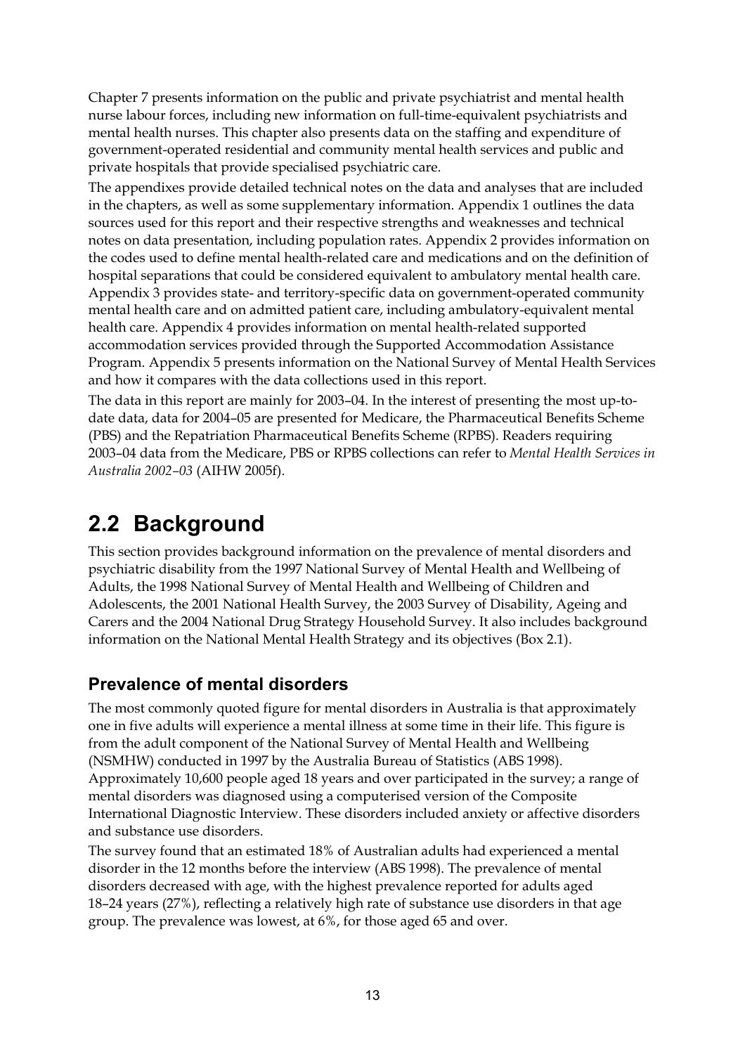Chapter 7 presents information on the public and private psychiatrist and mental health nurse labour forces, including new information on full-time-equivalent psychiatrists and mental health nurses. This chapter also presents data on the staffing and expenditure of government-operated residential and community mental health services and public and private hospitals that provide specialised psychiatric care.

The appendixes provide detailed technical notes on the data and analyses that are included in the chapters, as well as some supplementary information. Appendix 1 outlines the data sources used for this report and their respective strengths and weaknesses and technical notes on data presentation, including population rates. Appendix 2 provides information on the codes used to define mental health-related care and medications and on the definition of hospital separations that could be considered equivalent to ambulatory mental health care. Appendix 3 provides state- and territory-specific data on government-operated community mental health care and on admitted patient care, including ambulatory-equivalent mental health care. Appendix 4 provides information on mental health-related supported accommodation services provided through the Supported Accommodation Assistance Program. Appendix 5 presents information on the National Survey of Mental Health Services and how it compares with the data collections used in this report.

The data in this report are mainly for 2003–04. In the interest of presenting the most up-to-date data, data for 2004–05 are presented for Medicare, the Pharmaceutical Benefits Scheme (PBS) and the Repatriation Pharmaceutical Benefits Scheme (RPBS). Readers requiring 2003–04 data from the Medicare, PBS or RPBS collections can refer to *Mental Health Services in Australia 2002–03* (AIHW 2005f).

## 2.2 Background

This section provides background information on the prevalence of mental disorders and psychiatric disability from the 1997 National Survey of Mental Health and Wellbeing of Adults, the 1998 National Survey of Mental Health and Wellbeing of Children and Adolescents, the 2001 National Health Survey, the 2003 Survey of Disability, Ageing and Carers and the 2004 National Drug Strategy Household Survey. It also includes background information on the National Mental Health Strategy and its objectives (Box 2.1).

### Prevalence of mental disorders

The most commonly quoted figure for mental disorders in Australia is that approximately one in five adults will experience a mental illness at some time in their life. This figure is from the adult component of the National Survey of Mental Health and Wellbeing (NSMHW) conducted in 1997 by the Australia Bureau of Statistics (ABS 1998). Approximately 10,600 people aged 18 years and over participated in the survey; a range of mental disorders was diagnosed using a computerised version of the Composite International Diagnostic Interview. These disorders included anxiety or affective disorders and substance use disorders.

The survey found that an estimated 18% of Australian adults had experienced a mental disorder in the 12 months before the interview (ABS 1998). The prevalence of mental disorders decreased with age, with the highest prevalence reported for adults aged 18–24 years (27%), reflecting a relatively high rate of substance use disorders in that age group. The prevalence was lowest, at 6%, for those aged 65 and over.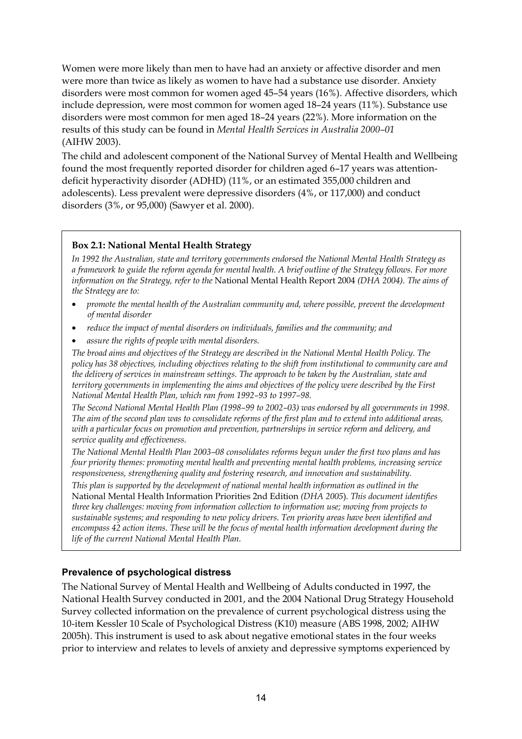Women were more likely than men to have had an anxiety or affective disorder and men were more than twice as likely as women to have had a substance use disorder. Anxiety disorders were most common for women aged 45–54 years (16%). Affective disorders, which include depression, were most common for women aged 18–24 years (11%). Substance use disorders were most common for men aged 18–24 years (22%). More information on the results of this study can be found in *Mental Health Services in Australia 2000–01* (AIHW 2003).

The child and adolescent component of the National Survey of Mental Health and Wellbeing found the most frequently reported disorder for children aged 6–17 years was attention-deficit hyperactivity disorder (ADHD) (11%, or an estimated 355,000 children and adolescents). Less prevalent were depressive disorders (4%, or 117,000) and conduct disorders (3%, or 95,000) (Sawyer et al. 2000).

**Box 2.1: National Mental Health Strategy**

*In 1992 the Australian, state and territory governments endorsed the National Mental Health Strategy as a framework to guide the reform agenda for mental health. A brief outline of the Strategy follows. For more information on the Strategy, refer to the* National Mental Health Report 2004 *(DHA 2004). The aims of the Strategy are to:*

- *promote the mental health of the Australian community and, where possible, prevent the development of mental disorder*
- *reduce the impact of mental disorders on individuals, families and the community; and*
- *assure the rights of people with mental disorders.*

*The broad aims and objectives of the Strategy are described in the National Mental Health Policy. The policy has 38 objectives, including objectives relating to the shift from institutional to community care and the delivery of services in mainstream settings. The approach to be taken by the Australian, state and territory governments in implementing the aims and objectives of the policy were described by the First National Mental Health Plan, which ran from 1992–93 to 1997–98.*

*The Second National Mental Health Plan (1998–99 to 2002–03) was endorsed by all governments in 1998. The aim of the second plan was to consolidate reforms of the first plan and to extend into additional areas, with a particular focus on promotion and prevention, partnerships in service reform and delivery, and service quality and effectiveness.*

*The National Mental Health Plan 2003–08 consolidates reforms begun under the first two plans and has four priority themes: promoting mental health and preventing mental health problems, increasing service responsiveness, strengthening quality and fostering research, and innovation and sustainability.*

*This plan is supported by the development of national mental health information as outlined in the* National Mental Health Information Priorities 2nd Edition *(DHA 2005). This document identifies three key challenges: moving from information collection to information use; moving from projects to sustainable systems; and responding to new policy drivers. Ten priority areas have been identified and encompass 42 action items. These will be the focus of mental health information development during the life of the current National Mental Health Plan.*

#### Prevalence of psychological distress

The National Survey of Mental Health and Wellbeing of Adults conducted in 1997, the National Health Survey conducted in 2001, and the 2004 National Drug Strategy Household Survey collected information on the prevalence of current psychological distress using the 10-item Kessler 10 Scale of Psychological Distress (K10) measure (ABS 1998, 2002; AIHW 2005h). This instrument is used to ask about negative emotional states in the four weeks prior to interview and relates to levels of anxiety and depressive symptoms experienced by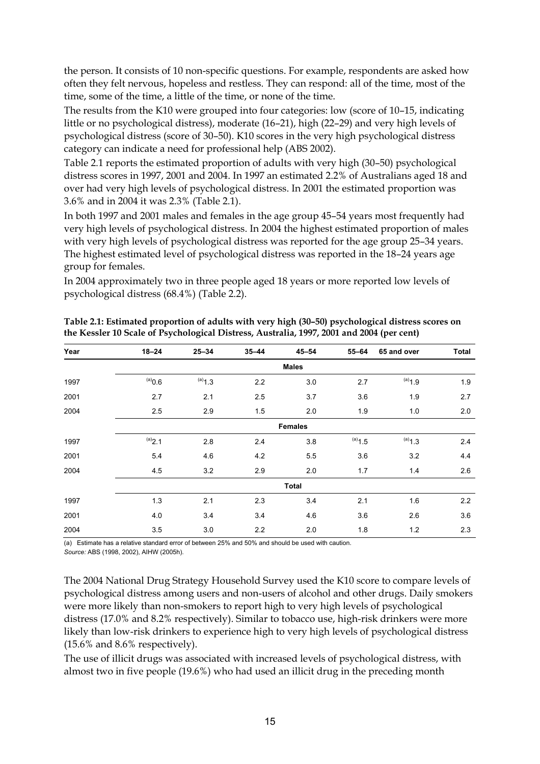the person. It consists of 10 non-specific questions. For example, respondents are asked how often they felt nervous, hopeless and restless. They can respond: all of the time, most of the time, some of the time, a little of the time, or none of the time.

The results from the K10 were grouped into four categories: low (score of 10–15, indicating little or no psychological distress), moderate (16–21), high (22–29) and very high levels of psychological distress (score of 30–50). K10 scores in the very high psychological distress category can indicate a need for professional help (ABS 2002).

Table 2.1 reports the estimated proportion of adults with very high (30–50) psychological distress scores in 1997, 2001 and 2004. In 1997 an estimated 2.2% of Australians aged 18 and over had very high levels of psychological distress. In 2001 the estimated proportion was 3.6% and in 2004 it was 2.3% (Table 2.1).

In both 1997 and 2001 males and females in the age group 45–54 years most frequently had very high levels of psychological distress. In 2004 the highest estimated proportion of males with very high levels of psychological distress was reported for the age group 25–34 years. The highest estimated level of psychological distress was reported in the 18–24 years age group for females.

In 2004 approximately two in three people aged 18 years or more reported low levels of psychological distress (68.4%) (Table 2.2).

**Table 2.1: Estimated proportion of adults with very high (30–50) psychological distress scores on the Kessler 10 Scale of Psychological Distress, Australia, 1997, 2001 and 2004 (per cent)**

| Year | 18–24 | 25–34 | 35–44 | 45–54 | 55–64 | 65 and over | Total |
|---|---|---|---|---|---|---|---|
| | | | | **Males** | | | |
| 1997 | [(a)]0.6 | [(a)]1.3 | 2.2 | 3.0 | 2.7 | [(a)]1.9 | 1.9 |
| 2001 | 2.7 | 2.1 | 2.5 | 3.7 | 3.6 | 1.9 | 2.7 |
| 2004 | 2.5 | 2.9 | 1.5 | 2.0 | 1.9 | 1.0 | 2.0 |
| | | | | **Females** | | | |
| 1997 | [(a)]2.1 | 2.8 | 2.4 | 3.8 | [(a)]1.5 | [(a)]1.3 | 2.4 |
| 2001 | 5.4 | 4.6 | 4.2 | 5.5 | 3.6 | 3.2 | 4.4 |
| 2004 | 4.5 | 3.2 | 2.9 | 2.0 | 1.7 | 1.4 | 2.6 |
| | | | | **Total** | | | |
| 1997 | 1.3 | 2.1 | 2.3 | 3.4 | 2.1 | 1.6 | 2.2 |
| 2001 | 4.0 | 3.4 | 3.4 | 4.6 | 3.6 | 2.6 | 3.6 |
| 2004 | 3.5 | 3.0 | 2.2 | 2.0 | 1.8 | 1.2 | 2.3 |

(a) Estimate has a relative standard error of between 25% and 50% and should be used with caution.

*Source:* ABS (1998, 2002), AIHW (2005h).

The 2004 National Drug Strategy Household Survey used the K10 score to compare levels of psychological distress among users and non-users of alcohol and other drugs. Daily smokers were more likely than non-smokers to report high to very high levels of psychological distress (17.0% and 8.2% respectively). Similar to tobacco use, high-risk drinkers were more likely than low-risk drinkers to experience high to very high levels of psychological distress (15.6% and 8.6% respectively).

The use of illicit drugs was associated with increased levels of psychological distress, with almost two in five people (19.6%) who had used an illicit drug in the preceding month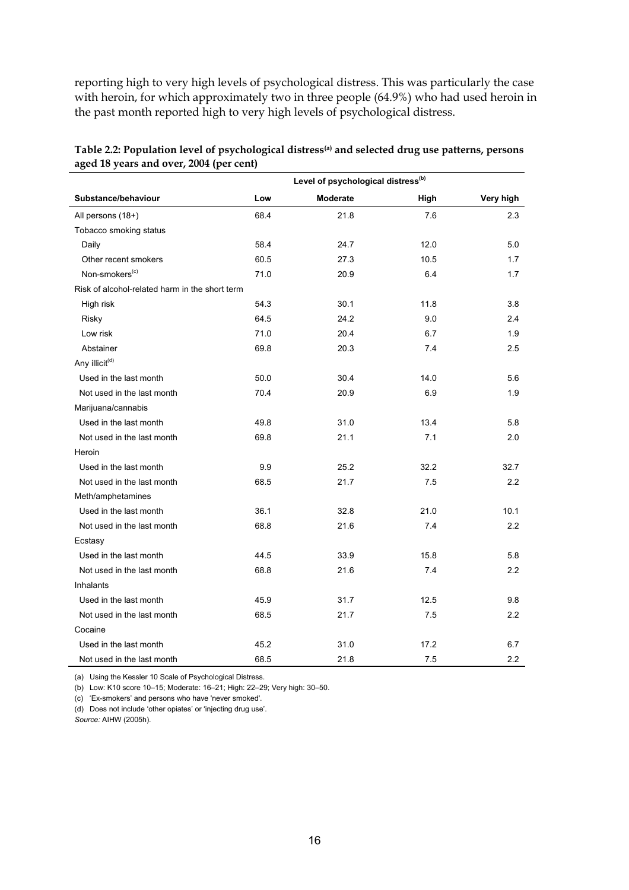reporting high to very high levels of psychological distress. This was particularly the case with heroin, for which approximately two in three people (64.9%) who had used heroin in the past month reported high to very high levels of psychological distress.

**Table 2.2: Population level of psychological distress[(a)] and selected drug use patterns, persons aged 18 years and over, 2004 (per cent)**

| | Level of psychological distress[(b)] | | | |
|---|---|---|---|---|
| **Substance/behaviour** | **Low** | **Moderate** | **High** | **Very high** |
| All persons (18+) | 68.4 | 21.8 | 7.6 | 2.3 |
| Tobacco smoking status | | | | |
| Daily | 58.4 | 24.7 | 12.0 | 5.0 |
| Other recent smokers | 60.5 | 27.3 | 10.5 | 1.7 |
| Non-smokers[(c)] | 71.0 | 20.9 | 6.4 | 1.7 |
| Risk of alcohol-related harm in the short term | | | | |
| High risk | 54.3 | 30.1 | 11.8 | 3.8 |
| Risky | 64.5 | 24.2 | 9.0 | 2.4 |
| Low risk | 71.0 | 20.4 | 6.7 | 1.9 |
| Abstainer | 69.8 | 20.3 | 7.4 | 2.5 |
| Any illicit[(d)] | | | | |
| Used in the last month | 50.0 | 30.4 | 14.0 | 5.6 |
| Not used in the last month | 70.4 | 20.9 | 6.9 | 1.9 |
| Marijuana/cannabis | | | | |
| Used in the last month | 49.8 | 31.0 | 13.4 | 5.8 |
| Not used in the last month | 69.8 | 21.1 | 7.1 | 2.0 |
| Heroin | | | | |
| Used in the last month | 9.9 | 25.2 | 32.2 | 32.7 |
| Not used in the last month | 68.5 | 21.7 | 7.5 | 2.2 |
| Meth/amphetamines | | | | |
| Used in the last month | 36.1 | 32.8 | 21.0 | 10.1 |
| Not used in the last month | 68.8 | 21.6 | 7.4 | 2.2 |
| Ecstasy | | | | |
| Used in the last month | 44.5 | 33.9 | 15.8 | 5.8 |
| Not used in the last month | 68.8 | 21.6 | 7.4 | 2.2 |
| Inhalants | | | | |
| Used in the last month | 45.9 | 31.7 | 12.5 | 9.8 |
| Not used in the last month | 68.5 | 21.7 | 7.5 | 2.2 |
| Cocaine | | | | |
| Used in the last month | 45.2 | 31.0 | 17.2 | 6.7 |
| Not used in the last month | 68.5 | 21.8 | 7.5 | 2.2 |

(a) Using the Kessler 10 Scale of Psychological Distress.

(b) Low: K10 score 10–15; Moderate: 16–21; High: 22–29; Very high: 30–50.

(c) 'Ex-smokers' and persons who have 'never smoked'.

(d) Does not include 'other opiates' or 'injecting drug use'.

*Source:* AIHW (2005h).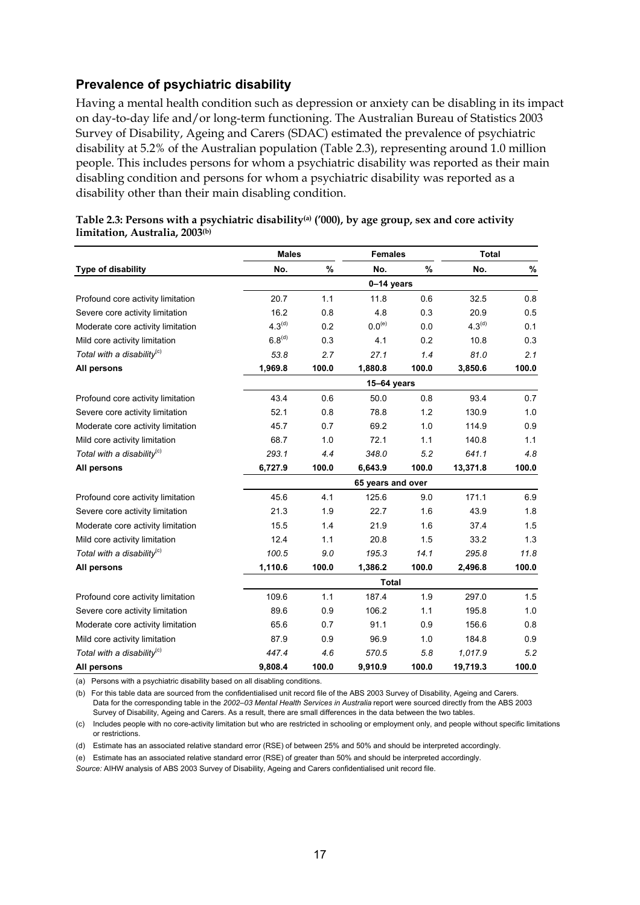## Prevalence of psychiatric disability

Having a mental health condition such as depression or anxiety can be disabling in its impact on day-to-day life and/or long-term functioning. The Australian Bureau of Statistics 2003 Survey of Disability, Ageing and Carers (SDAC) estimated the prevalence of psychiatric disability at 5.2% of the Australian population (Table 2.3), representing around 1.0 million people. This includes persons for whom a psychiatric disability was reported as their main disabling condition and persons for whom a psychiatric disability was reported as a disability other than their main disabling condition.

**Table 2.3: Persons with a psychiatric disability[(a)] ('000), by age group, sex and core activity limitation, Australia, 2003[(b)]**

| | Males | | Females | | Total | |
|---|---|---|---|---|---|---|
| **Type of disability** | **No.** | **%** | **No.** | **%** | **No.** | **%** |
| | | | **0–14 years** | | | |
| Profound core activity limitation | 20.7 | 1.1 | 11.8 | 0.6 | 32.5 | 0.8 |
| Severe core activity limitation | 16.2 | 0.8 | 4.8 | 0.3 | 20.9 | 0.5 |
| Moderate core activity limitation | 4.3[(d)] | 0.2 | 0.0[(e)] | 0.0 | 4.3[(d)] | 0.1 |
| Mild core activity limitation | 6.8[(d)] | 0.3 | 4.1 | 0.2 | 10.8 | 0.3 |
| *Total with a disability[(c)]* | *53.8* | *2.7* | *27.1* | *1.4* | *81.0* | *2.1* |
| **All persons** | **1,969.8** | **100.0** | **1,880.8** | **100.0** | **3,850.6** | **100.0** |
| | | | **15–64 years** | | | |
| Profound core activity limitation | 43.4 | 0.6 | 50.0 | 0.8 | 93.4 | 0.7 |
| Severe core activity limitation | 52.1 | 0.8 | 78.8 | 1.2 | 130.9 | 1.0 |
| Moderate core activity limitation | 45.7 | 0.7 | 69.2 | 1.0 | 114.9 | 0.9 |
| Mild core activity limitation | 68.7 | 1.0 | 72.1 | 1.1 | 140.8 | 1.1 |
| *Total with a disability[(c)]* | *293.1* | *4.4* | *348.0* | *5.2* | *641.1* | *4.8* |
| **All persons** | **6,727.9** | **100.0** | **6,643.9** | **100.0** | **13,371.8** | **100.0** |
| | | | **65 years and over** | | | |
| Profound core activity limitation | 45.6 | 4.1 | 125.6 | 9.0 | 171.1 | 6.9 |
| Severe core activity limitation | 21.3 | 1.9 | 22.7 | 1.6 | 43.9 | 1.8 |
| Moderate core activity limitation | 15.5 | 1.4 | 21.9 | 1.6 | 37.4 | 1.5 |
| Mild core activity limitation | 12.4 | 1.1 | 20.8 | 1.5 | 33.2 | 1.3 |
| *Total with a disability[(c)]* | *100.5* | *9.0* | *195.3* | *14.1* | *295.8* | *11.8* |
| **All persons** | **1,110.6** | **100.0** | **1,386.2** | **100.0** | **2,496.8** | **100.0** |
| | | | **Total** | | | |
| Profound core activity limitation | 109.6 | 1.1 | 187.4 | 1.9 | 297.0 | 1.5 |
| Severe core activity limitation | 89.6 | 0.9 | 106.2 | 1.1 | 195.8 | 1.0 |
| Moderate core activity limitation | 65.6 | 0.7 | 91.1 | 0.9 | 156.6 | 0.8 |
| Mild core activity limitation | 87.9 | 0.9 | 96.9 | 1.0 | 184.8 | 0.9 |
| *Total with a disability[(c)]* | *447.4* | *4.6* | *570.5* | *5.8* | *1,017.9* | *5.2* |
| **All persons** | **9,808.4** | **100.0** | **9,910.9** | **100.0** | **19,719.3** | **100.0** |

(a) Persons with a psychiatric disability based on all disabling conditions.

(b) For this table data are sourced from the confidentialised unit record file of the ABS 2003 Survey of Disability, Ageing and Carers. Data for the corresponding table in the *2002–03 Mental Health Services in Australia* report were sourced directly from the ABS 2003 Survey of Disability, Ageing and Carers. As a result, there are small differences in the data between the two tables.

(c) Includes people with no core-activity limitation but who are restricted in schooling or employment only, and people without specific limitations or restrictions.

(d) Estimate has an associated relative standard error (RSE) of between 25% and 50% and should be interpreted accordingly.

(e) Estimate has an associated relative standard error (RSE) of greater than 50% and should be interpreted accordingly.

*Source:* AIHW analysis of ABS 2003 Survey of Disability, Ageing and Carers confidentialised unit record file.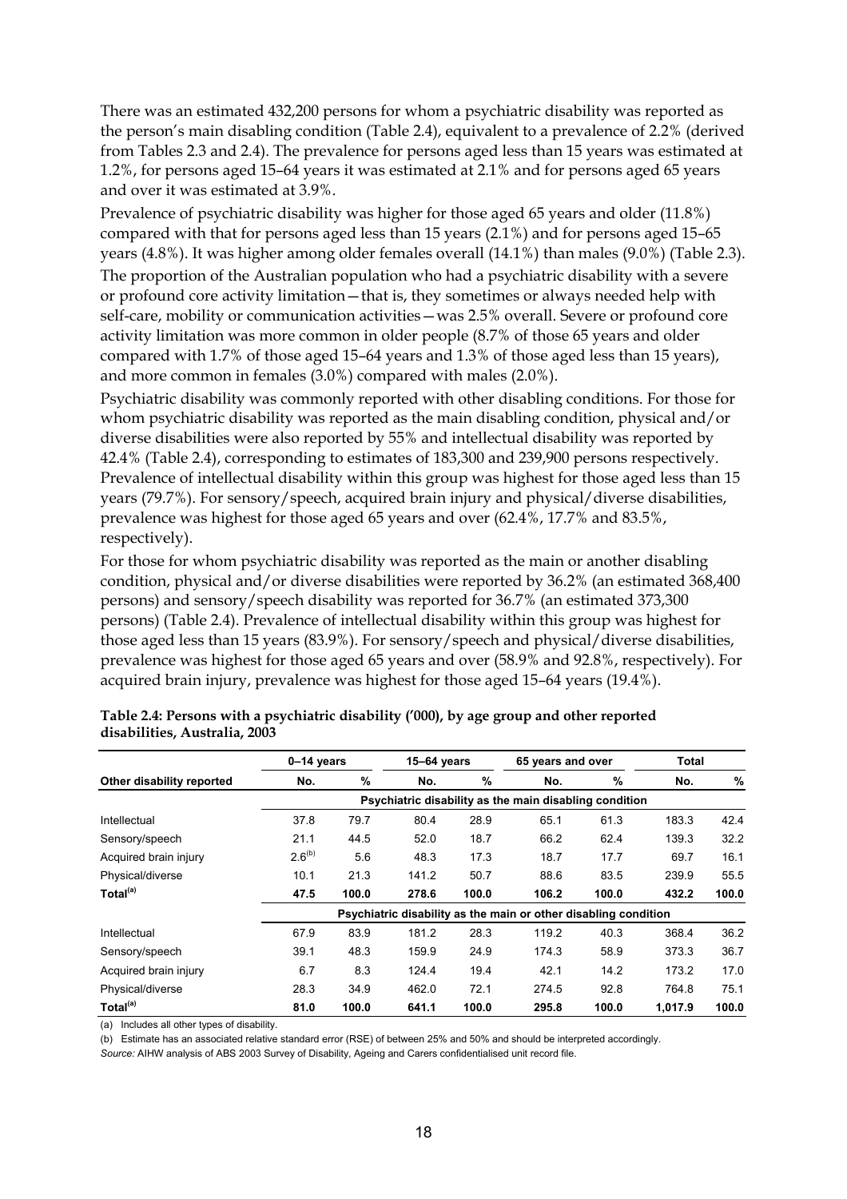There was an estimated 432,200 persons for whom a psychiatric disability was reported as the person's main disabling condition (Table 2.4), equivalent to a prevalence of 2.2% (derived from Tables 2.3 and 2.4). The prevalence for persons aged less than 15 years was estimated at 1.2%, for persons aged 15–64 years it was estimated at 2.1% and for persons aged 65 years and over it was estimated at 3.9%.

Prevalence of psychiatric disability was higher for those aged 65 years and older (11.8%) compared with that for persons aged less than 15 years (2.1%) and for persons aged 15–65 years (4.8%). It was higher among older females overall (14.1%) than males (9.0%) (Table 2.3).

The proportion of the Australian population who had a psychiatric disability with a severe or profound core activity limitation—that is, they sometimes or always needed help with self-care, mobility or communication activities—was 2.5% overall. Severe or profound core activity limitation was more common in older people (8.7% of those 65 years and older compared with 1.7% of those aged 15–64 years and 1.3% of those aged less than 15 years), and more common in females (3.0%) compared with males (2.0%).

Psychiatric disability was commonly reported with other disabling conditions. For those for whom psychiatric disability was reported as the main disabling condition, physical and/or diverse disabilities were also reported by 55% and intellectual disability was reported by 42.4% (Table 2.4), corresponding to estimates of 183,300 and 239,900 persons respectively. Prevalence of intellectual disability within this group was highest for those aged less than 15 years (79.7%). For sensory/speech, acquired brain injury and physical/diverse disabilities, prevalence was highest for those aged 65 years and over (62.4%, 17.7% and 83.5%, respectively).

For those for whom psychiatric disability was reported as the main or another disabling condition, physical and/or diverse disabilities were reported by 36.2% (an estimated 368,400 persons) and sensory/speech disability was reported for 36.7% (an estimated 373,300 persons) (Table 2.4). Prevalence of intellectual disability within this group was highest for those aged less than 15 years (83.9%). For sensory/speech and physical/diverse disabilities, prevalence was highest for those aged 65 years and over (58.9% and 92.8%, respectively). For acquired brain injury, prevalence was highest for those aged 15–64 years (19.4%).

**Table 2.4: Persons with a psychiatric disability ('000), by age group and other reported disabilities, Australia, 2003**

| | 0–14 years | | 15–64 years | | 65 years and over | | Total | |
|---|---|---|---|---|---|---|---|---|
| **Other disability reported** | **No.** | **%** | **No.** | **%** | **No.** | **%** | **No.** | **%** |
| | *Psychiatric disability as the main disabling condition* | | | | | | | |
| Intellectual | 37.8 | 79.7 | 80.4 | 28.9 | 65.1 | 61.3 | 183.3 | 42.4 |
| Sensory/speech | 21.1 | 44.5 | 52.0 | 18.7 | 66.2 | 62.4 | 139.3 | 32.2 |
| Acquired brain injury | 2.6[(b)] | 5.6 | 48.3 | 17.3 | 18.7 | 17.7 | 69.7 | 16.1 |
| Physical/diverse | 10.1 | 21.3 | 141.2 | 50.7 | 88.6 | 83.5 | 239.9 | 55.5 |
| **Total[(a)]** | **47.5** | **100.0** | **278.6** | **100.0** | **106.2** | **100.0** | **432.2** | **100.0** |
| | *Psychiatric disability as the main or other disabling condition* | | | | | | | |
| Intellectual | 67.9 | 83.9 | 181.2 | 28.3 | 119.2 | 40.3 | 368.4 | 36.2 |
| Sensory/speech | 39.1 | 48.3 | 159.9 | 24.9 | 174.3 | 58.9 | 373.3 | 36.7 |
| Acquired brain injury | 6.7 | 8.3 | 124.4 | 19.4 | 42.1 | 14.2 | 173.2 | 17.0 |
| Physical/diverse | 28.3 | 34.9 | 462.0 | 72.1 | 274.5 | 92.8 | 764.8 | 75.1 |
| **Total[(a)]** | **81.0** | **100.0** | **641.1** | **100.0** | **295.8** | **100.0** | **1,017.9** | **100.0** |

(a) Includes all other types of disability.

(b) Estimate has an associated relative standard error (RSE) of between 25% and 50% and should be interpreted accordingly.

*Source:* AIHW analysis of ABS 2003 Survey of Disability, Ageing and Carers confidentialised unit record file.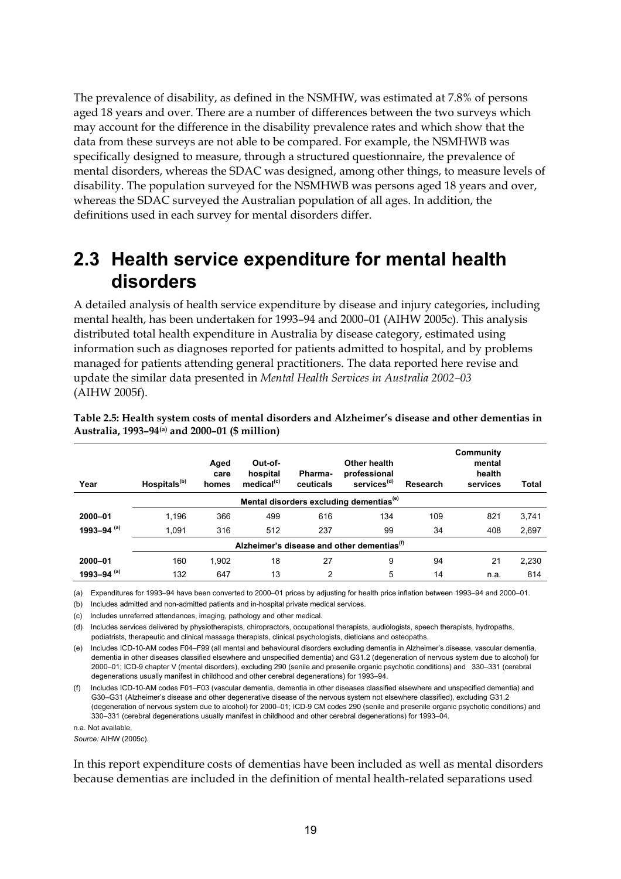The prevalence of disability, as defined in the NSMHW, was estimated at 7.8% of persons aged 18 years and over. There are a number of differences between the two surveys which may account for the difference in the disability prevalence rates and which show that the data from these surveys are not able to be compared. For example, the NSMHWB was specifically designed to measure, through a structured questionnaire, the prevalence of mental disorders, whereas the SDAC was designed, among other things, to measure levels of disability. The population surveyed for the NSMHWB was persons aged 18 years and over, whereas the SDAC surveyed the Australian population of all ages. In addition, the definitions used in each survey for mental disorders differ.

## 2.3 Health service expenditure for mental health disorders

A detailed analysis of health service expenditure by disease and injury categories, including mental health, has been undertaken for 1993–94 and 2000–01 (AIHW 2005c). This analysis distributed total health expenditure in Australia by disease category, estimated using information such as diagnoses reported for patients admitted to hospital, and by problems managed for patients attending general practitioners. The data reported here revise and update the similar data presented in *Mental Health Services in Australia 2002–03* (AIHW 2005f).

**Table 2.5: Health system costs of mental disorders and Alzheimer's disease and other dementias in Australia, 1993–94[(a)] and 2000–01 ($ million)**

| Year | Hospitals[(b)] | Aged care homes | Out-of-hospital medical[(c)] | Pharma-ceuticals | Other health professional services[(d)] | Research | Community mental health services | Total |
|---|---|---|---|---|---|---|---|---|
| | Mental disorders excluding dementias[(e)] | | | | | | | |
| **2000–01** | 1,196 | 366 | 499 | 616 | 134 | 109 | 821 | 3,741 |
| **1993–94 [(a)]** | 1,091 | 316 | 512 | 237 | 99 | 34 | 408 | 2,697 |
| | Alzheimer's disease and other dementias[(f)] | | | | | | | |
| **2000–01** | 160 | 1,902 | 18 | 27 | 9 | 94 | 21 | 2,230 |
| **1993–94 [(a)]** | 132 | 647 | 13 | 2 | 5 | 14 | n.a. | 814 |

(a) Expenditures for 1993–94 have been converted to 2000–01 prices by adjusting for health price inflation between 1993–94 and 2000–01.

(b) Includes admitted and non-admitted patients and in-hospital private medical services.

(c) Includes unreferred attendances, imaging, pathology and other medical.

(d) Includes services delivered by physiotherapists, chiropractors, occupational therapists, audiologists, speech therapists, hydropaths, podiatrists, therapeutic and clinical massage therapists, clinical psychologists, dieticians and osteopaths.

(e) Includes ICD-10-AM codes F04–F99 (all mental and behavioural disorders excluding dementia in Alzheimer's disease, vascular dementia, dementia in other diseases classified elsewhere and unspecified dementia) and G31.2 (degeneration of nervous system due to alcohol) for 2000–01; ICD-9 chapter V (mental disorders), excluding 290 (senile and presenile organic psychotic conditions) and 330–331 (cerebral degenerations usually manifest in childhood and other cerebral degenerations) for 1993–94.

(f) Includes ICD-10-AM codes F01–F03 (vascular dementia, dementia in other diseases classified elsewhere and unspecified dementia) and G30–G31 (Alzheimer's disease and other degenerative disease of the nervous system not elsewhere classified), excluding G31.2 (degeneration of nervous system due to alcohol) for 2000–01; ICD-9 CM codes 290 (senile and presenile organic psychotic conditions) and 330–331 (cerebral degenerations usually manifest in childhood and other cerebral degenerations) for 1993–04.

n.a. Not available.

*Source:* AIHW (2005c).

In this report expenditure costs of dementias have been included as well as mental disorders because dementias are included in the definition of mental health-related separations used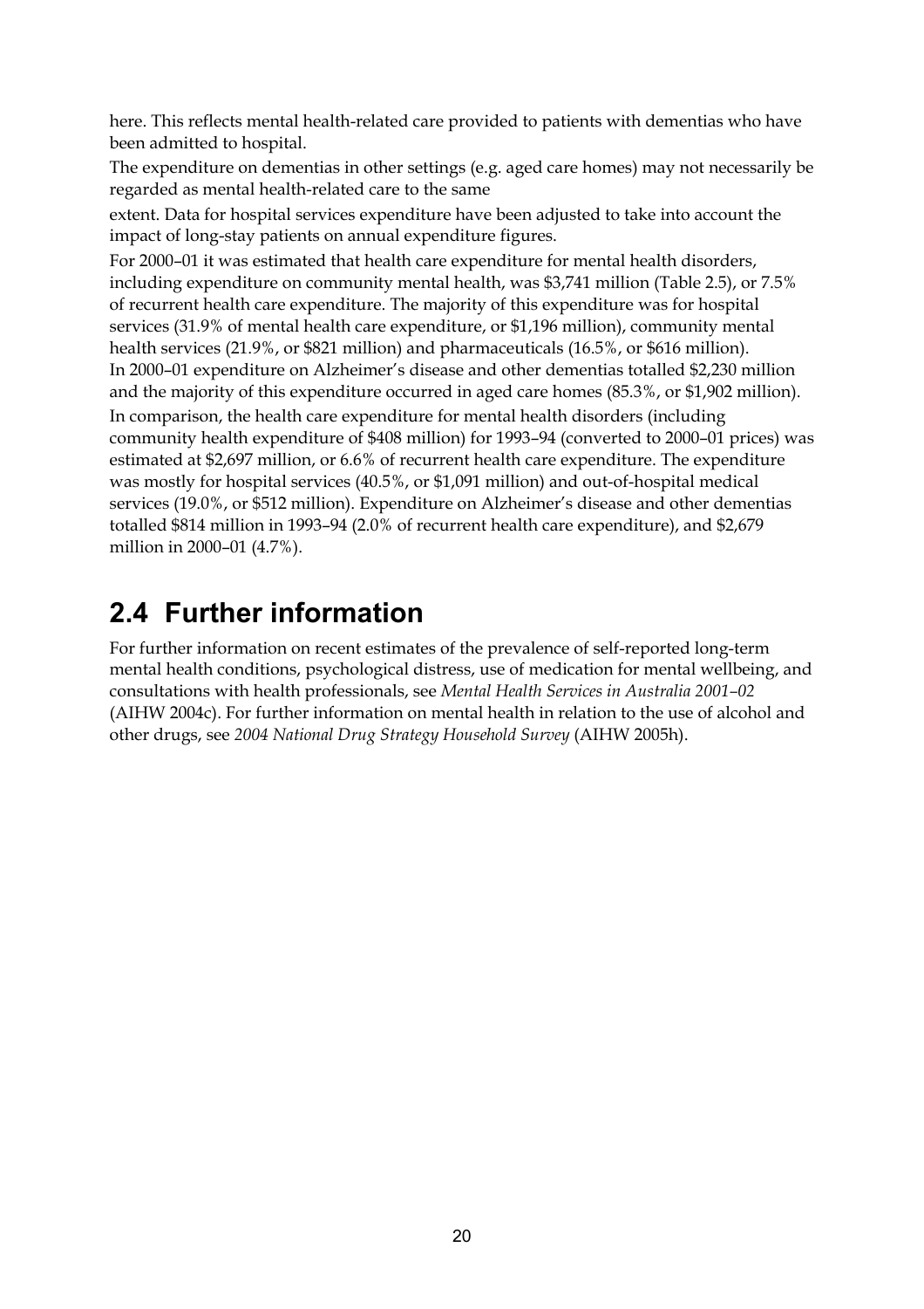here. This reflects mental health-related care provided to patients with dementias who have been admitted to hospital.

The expenditure on dementias in other settings (e.g. aged care homes) may not necessarily be regarded as mental health-related care to the same

extent. Data for hospital services expenditure have been adjusted to take into account the impact of long-stay patients on annual expenditure figures.

For 2000–01 it was estimated that health care expenditure for mental health disorders, including expenditure on community mental health, was $3,741 million (Table 2.5), or 7.5% of recurrent health care expenditure. The majority of this expenditure was for hospital services (31.9% of mental health care expenditure, or $1,196 million), community mental health services (21.9%, or $821 million) and pharmaceuticals (16.5%, or $616 million).

In 2000–01 expenditure on Alzheimer's disease and other dementias totalled $2,230 million and the majority of this expenditure occurred in aged care homes (85.3%, or $1,902 million).

In comparison, the health care expenditure for mental health disorders (including community health expenditure of $408 million) for 1993–94 (converted to 2000–01 prices) was estimated at $2,697 million, or 6.6% of recurrent health care expenditure. The expenditure was mostly for hospital services (40.5%, or $1,091 million) and out-of-hospital medical services (19.0%, or $512 million). Expenditure on Alzheimer's disease and other dementias totalled $814 million in 1993–94 (2.0% of recurrent health care expenditure), and $2,679 million in 2000–01 (4.7%).

## 2.4 Further information

For further information on recent estimates of the prevalence of self-reported long-term mental health conditions, psychological distress, use of medication for mental wellbeing, and consultations with health professionals, see *Mental Health Services in Australia 2001–02* (AIHW 2004c). For further information on mental health in relation to the use of alcohol and other drugs, see *2004 National Drug Strategy Household Survey* (AIHW 2005h).